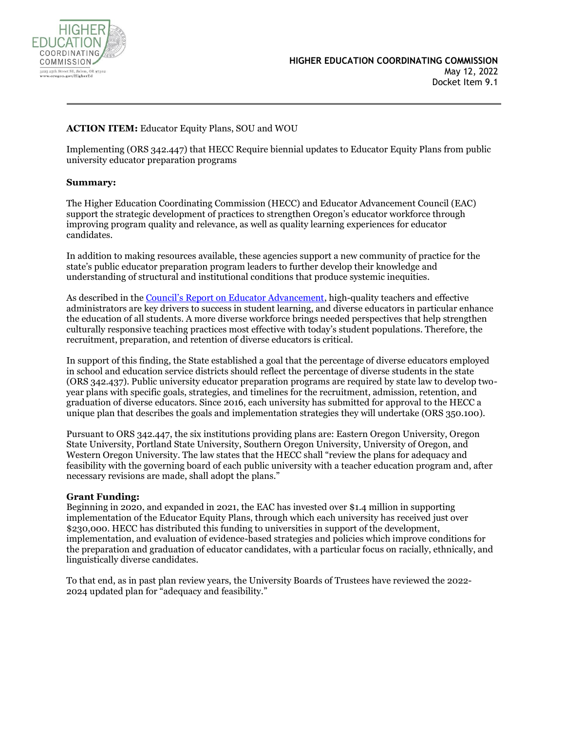HIGHER EDUCATION COORDINATING COMMISSION

3225 25th Street SE, Salem, OR 97302
www.oregon.gov/HigherEd

**HIGHER EDUCATION COORDINATING COMMISSION**
May 12, 2022
Docket Item 9.1

---

**ACTION ITEM:** Educator Equity Plans, SOU and WOU

Implementing (ORS 342.447) that HECC Require biennial updates to Educator Equity Plans from public university educator preparation programs

**Summary:**

The Higher Education Coordinating Commission (HECC) and Educator Advancement Council (EAC) support the strategic development of practices to strengthen Oregon's educator workforce through improving program quality and relevance, as well as quality learning experiences for educator candidates.

In addition to making resources available, these agencies support a new community of practice for the state's public educator preparation program leaders to further develop their knowledge and understanding of structural and institutional conditions that produce systemic inequities.

As described in the Council's Report on Educator Advancement, high-quality teachers and effective administrators are key drivers to success in student learning, and diverse educators in particular enhance the education of all students. A more diverse workforce brings needed perspectives that help strengthen culturally responsive teaching practices most effective with today's student populations. Therefore, the recruitment, preparation, and retention of diverse educators is critical.

In support of this finding, the State established a goal that the percentage of diverse educators employed in school and education service districts should reflect the percentage of diverse students in the state (ORS 342.437). Public university educator preparation programs are required by state law to develop two-year plans with specific goals, strategies, and timelines for the recruitment, admission, retention, and graduation of diverse educators. Since 2016, each university has submitted for approval to the HECC a unique plan that describes the goals and implementation strategies they will undertake (ORS 350.100).

Pursuant to ORS 342.447, the six institutions providing plans are: Eastern Oregon University, Oregon State University, Portland State University, Southern Oregon University, University of Oregon, and Western Oregon University. The law states that the HECC shall "review the plans for adequacy and feasibility with the governing board of each public university with a teacher education program and, after necessary revisions are made, shall adopt the plans."

**Grant Funding:**
Beginning in 2020, and expanded in 2021, the EAC has invested over $1.4 million in supporting implementation of the Educator Equity Plans, through which each university has received just over $230,000. HECC has distributed this funding to universities in support of the development, implementation, and evaluation of evidence-based strategies and policies which improve conditions for the preparation and graduation of educator candidates, with a particular focus on racially, ethnically, and linguistically diverse candidates.

To that end, as in past plan review years, the University Boards of Trustees have reviewed the 2022-2024 updated plan for "adequacy and feasibility."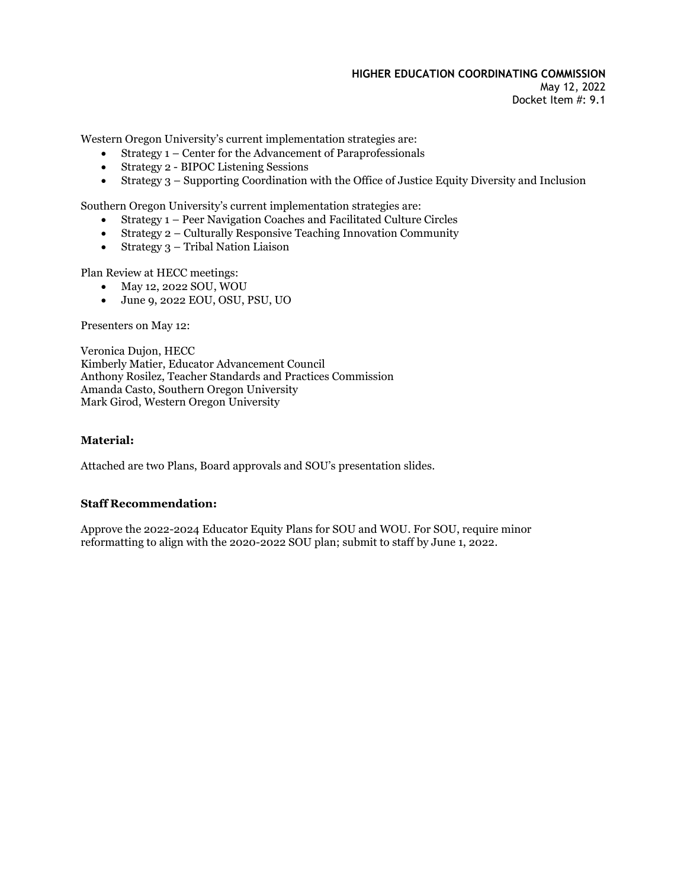Western Oregon University's current implementation strategies are:

- Strategy 1 – Center for the Advancement of Paraprofessionals
- Strategy 2 - BIPOC Listening Sessions
- Strategy 3 – Supporting Coordination with the Office of Justice Equity Diversity and Inclusion

Southern Oregon University's current implementation strategies are:

- Strategy 1 – Peer Navigation Coaches and Facilitated Culture Circles
- Strategy 2 – Culturally Responsive Teaching Innovation Community
- Strategy 3 – Tribal Nation Liaison

Plan Review at HECC meetings:

- May 12, 2022 SOU, WOU
- June 9, 2022 EOU, OSU, PSU, UO

Presenters on May 12:

Veronica Dujon, HECC
Kimberly Matier, Educator Advancement Council
Anthony Rosilez, Teacher Standards and Practices Commission
Amanda Casto, Southern Oregon University
Mark Girod, Western Oregon University

**Material:**

Attached are two Plans, Board approvals and SOU's presentation slides.

**Staff Recommendation:**

Approve the 2022-2024 Educator Equity Plans for SOU and WOU. For SOU, require minor reformatting to align with the 2020-2022 SOU plan; submit to staff by June 1, 2022.